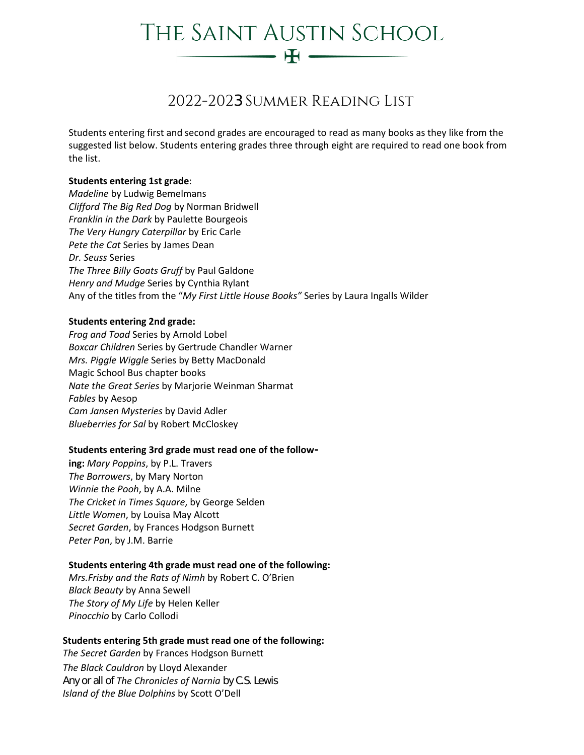# The Saint Austin School

## 2022-2023 Summer Reading List

Students entering first and second grades are encouraged to read as many books as they like from the suggested list below. Students entering grades three through eight are required to read one book from the list.

**Students entering 1st grade**:
*Madeline* by Ludwig Bemelmans
*Clifford The Big Red Dog* by Norman Bridwell
*Franklin in the Dark* by Paulette Bourgeois
*The Very Hungry Caterpillar* by Eric Carle
*Pete the Cat* Series by James Dean
*Dr. Seuss* Series
*The Three Billy Goats Gruff* by Paul Galdone
*Henry and Mudge* Series by Cynthia Rylant
Any of the titles from the "*My First Little House Books"* Series by Laura Ingalls Wilder

**Students entering 2nd grade:**
*Frog and Toad* Series by Arnold Lobel
*Boxcar Children* Series by Gertrude Chandler Warner
*Mrs. Piggle Wiggle* Series by Betty MacDonald
Magic School Bus chapter books
*Nate the Great Series* by Marjorie Weinman Sharmat
*Fables* by Aesop
*Cam Jansen Mysteries* by David Adler
*Blueberries for Sal* by Robert McCloskey

**Students entering 3rd grade must read one of the following:** *Mary Poppins*, by P.L. Travers
*The Borrowers*, by Mary Norton
*Winnie the Pooh*, by A.A. Milne
*The Cricket in Times Square*, by George Selden
*Little Women*, by Louisa May Alcott
*Secret Garden*, by Frances Hodgson Burnett
*Peter Pan*, by J.M. Barrie

**Students entering 4th grade must read one of the following:**
*Mrs.Frisby and the Rats of Nimh* by Robert C. O'Brien
*Black Beauty* by Anna Sewell
*The Story of My Life* by Helen Keller
*Pinocchio* by Carlo Collodi

**Students entering 5th grade must read one of the following:**
*The Secret Garden* by Frances Hodgson Burnett
*The Black Cauldron* by Lloyd Alexander
Any or all of *The Chronicles of Narnia* by C.S. Lewis
*Island of the Blue Dolphins* by Scott O'Dell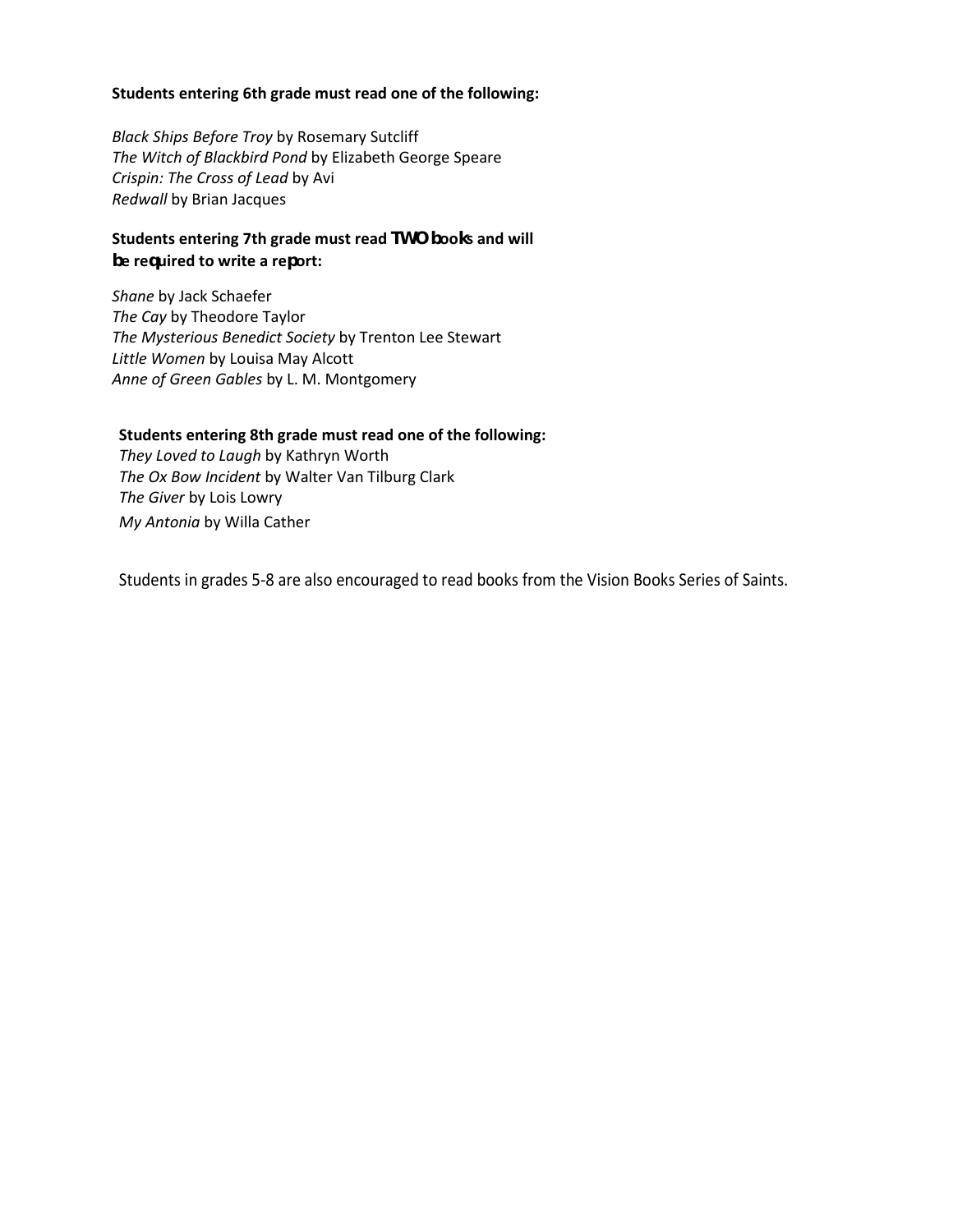**Students entering 6th grade must read one of the following:**

*Black Ships Before Troy* by Rosemary Sutcliff
*The Witch of Blackbird Pond* by Elizabeth George Speare
*Crispin: The Cross of Lead* by Avi
*Redwall* by Brian Jacques

**Students entering 7th grade must read TWO books and will be required to write a report:**

*Shane* by Jack Schaefer
*The Cay* by Theodore Taylor
*The Mysterious Benedict Society* by Trenton Lee Stewart
*Little Women* by Louisa May Alcott
*Anne of Green Gables* by L. M. Montgomery

**Students entering 8th grade must read one of the following:**
*They Loved to Laugh* by Kathryn Worth
*The Ox Bow Incident* by Walter Van Tilburg Clark
*The Giver* by Lois Lowry
*My Antonia* by Willa Cather

Students in grades 5-8 are also encouraged to read books from the Vision Books Series of Saints.